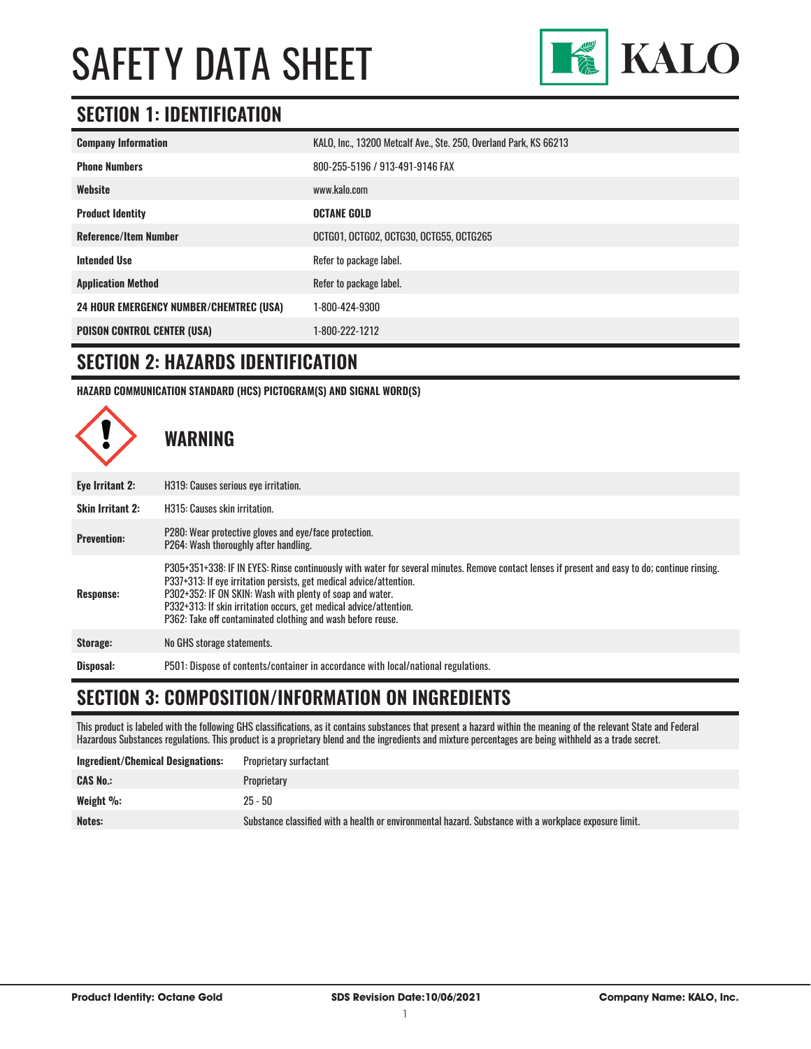# SAFETY DATA SHEET

KALO

## SECTION 1: IDENTIFICATION

| | |
|---|---|
| **Company Information** | KALO, Inc., 13200 Metcalf Ave., Ste. 250, Overland Park, KS 66213 |
| **Phone Numbers** | 800-255-5196 / 913-491-9146 FAX |
| **Website** | www.kalo.com |
| **Product Identity** | **OCTANE GOLD** |
| **Reference/Item Number** | OCTG01, OCTG02, OCTG30, OCTG55, OCTG265 |
| **Intended Use** | Refer to package label. |
| **Application Method** | Refer to package label. |
| **24 HOUR EMERGENCY NUMBER/CHEMTREC (USA)** | 1-800-424-9300 |
| **POISON CONTROL CENTER (USA)** | 1-800-222-1212 |

## SECTION 2: HAZARDS IDENTIFICATION

**HAZARD COMMUNICATION STANDARD (HCS) PICTOGRAM(S) AND SIGNAL WORD(S)**

### WARNING

| | |
|---|---|
| **Eye Irritant 2:** | H319: Causes serious eye irritation. |
| **Skin Irritant 2:** | H315: Causes skin irritation. |
| **Prevention:** | P280: Wear protective gloves and eye/face protection.<br>P264: Wash thoroughly after handling. |
| **Response:** | P305+351+338: IF IN EYES: Rinse continuously with water for several minutes. Remove contact lenses if present and easy to do; continue rinsing.<br>P337+313: If eye irritation persists, get medical advice/attention.<br>P302+352: IF ON SKIN: Wash with plenty of soap and water.<br>P332+313: If skin irritation occurs, get medical advice/attention.<br>P362: Take off contaminated clothing and wash before reuse. |
| **Storage:** | No GHS storage statements. |
| **Disposal:** | P501: Dispose of contents/container in accordance with local/national regulations. |

## SECTION 3: COMPOSITION/INFORMATION ON INGREDIENTS

This product is labeled with the following GHS classifications, as it contains substances that present a hazard within the meaning of the relevant State and Federal Hazardous Substances regulations. This product is a proprietary blend and the ingredients and mixture percentages are being withheld as a trade secret.

| | |
|---|---|
| **Ingredient/Chemical Designations:** | Proprietary surfactant |
| **CAS No.:** | Proprietary |
| **Weight %:** | 25 - 50 |
| **Notes:** | Substance classified with a health or environmental hazard. Substance with a workplace exposure limit. |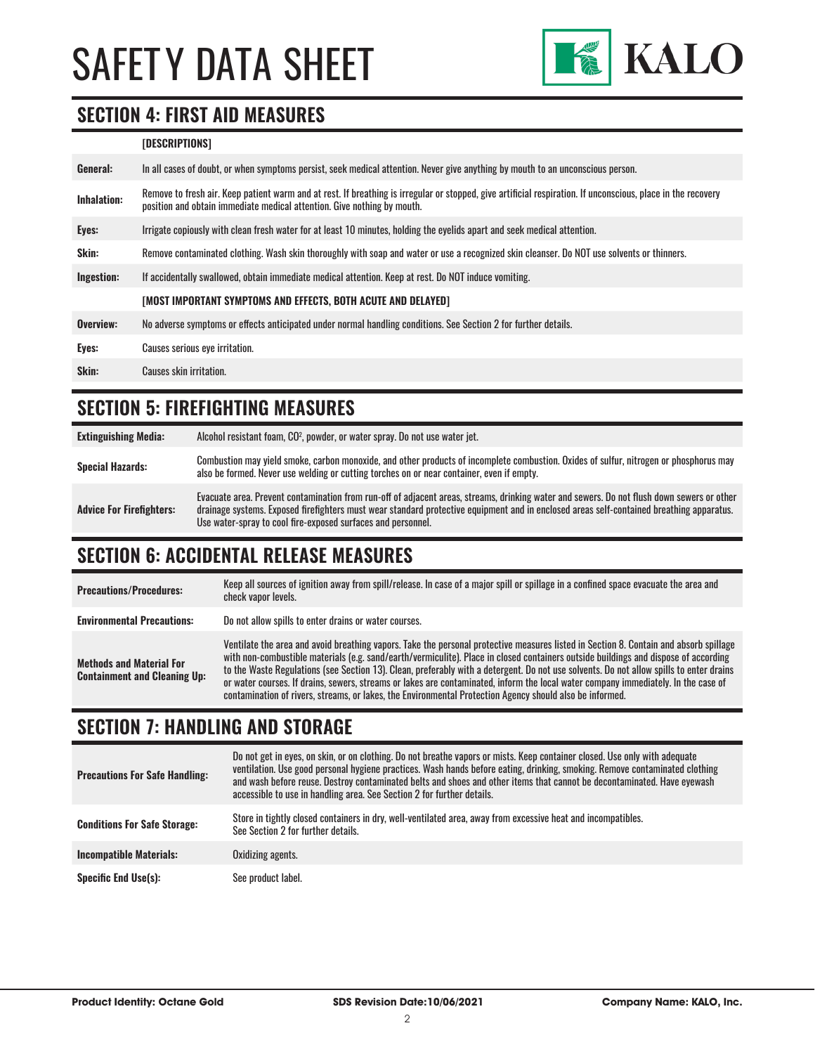## SECTION 4: FIRST AID MEASURES

| | [DESCRIPTIONS] |
|---|---|
| **General:** | In all cases of doubt, or when symptoms persist, seek medical attention. Never give anything by mouth to an unconscious person. |
| **Inhalation:** | Remove to fresh air. Keep patient warm and at rest. If breathing is irregular or stopped, give artificial respiration. If unconscious, place in the recovery position and obtain immediate medical attention. Give nothing by mouth. |
| **Eyes:** | Irrigate copiously with clean fresh water for at least 10 minutes, holding the eyelids apart and seek medical attention. |
| **Skin:** | Remove contaminated clothing. Wash skin thoroughly with soap and water or use a recognized skin cleanser. Do NOT use solvents or thinners. |
| **Ingestion:** | If accidentally swallowed, obtain immediate medical attention. Keep at rest. Do NOT induce vomiting. |
| | **[MOST IMPORTANT SYMPTOMS AND EFFECTS, BOTH ACUTE AND DELAYED]** |
| **Overview:** | No adverse symptoms or effects anticipated under normal handling conditions. See Section 2 for further details. |
| **Eyes:** | Causes serious eye irritation. |
| **Skin:** | Causes skin irritation. |

## SECTION 5: FIREFIGHTING MEASURES

| | |
|---|---|
| **Extinguishing Media:** | Alcohol resistant foam, $CO^2$, powder, or water spray. Do not use water jet. |
| **Special Hazards:** | Combustion may yield smoke, carbon monoxide, and other products of incomplete combustion. Oxides of sulfur, nitrogen or phosphorus may also be formed. Never use welding or cutting torches on or near container, even if empty. |
| **Advice For Firefighters:** | Evacuate area. Prevent contamination from run-off of adjacent areas, streams, drinking water and sewers. Do not flush down sewers or other drainage systems. Exposed firefighters must wear standard protective equipment and in enclosed areas self-contained breathing apparatus. Use water-spray to cool fire-exposed surfaces and personnel. |

## SECTION 6: ACCIDENTAL RELEASE MEASURES

| | |
|---|---|
| **Precautions/Procedures:** | Keep all sources of ignition away from spill/release. In case of a major spill or spillage in a confined space evacuate the area and check vapor levels. |
| **Environmental Precautions:** | Do not allow spills to enter drains or water courses. |
| **Methods and Material For Containment and Cleaning Up:** | Ventilate the area and avoid breathing vapors. Take the personal protective measures listed in Section 8. Contain and absorb spillage with non-combustible materials (e.g. sand/earth/vermiculite). Place in closed containers outside buildings and dispose of according to the Waste Regulations (see Section 13). Clean, preferably with a detergent. Do not use solvents. Do not allow spills to enter drains or water courses. If drains, sewers, streams or lakes are contaminated, inform the local water company immediately. In the case of contamination of rivers, streams, or lakes, the Environmental Protection Agency should also be informed. |

## SECTION 7: HANDLING AND STORAGE

| | |
|---|---|
| **Precautions For Safe Handling:** | Do not get in eyes, on skin, or on clothing. Do not breathe vapors or mists. Keep container closed. Use only with adequate ventilation. Use good personal hygiene practices. Wash hands before eating, drinking, smoking. Remove contaminated clothing and wash before reuse. Destroy contaminated belts and shoes and other items that cannot be decontaminated. Have eyewash accessible to use in handling area. See Section 2 for further details. |
| **Conditions For Safe Storage:** | Store in tightly closed containers in dry, well-ventilated area, away from excessive heat and incompatibles. See Section 2 for further details. |
| **Incompatible Materials:** | Oxidizing agents. |
| **Specific End Use(s):** | See product label. |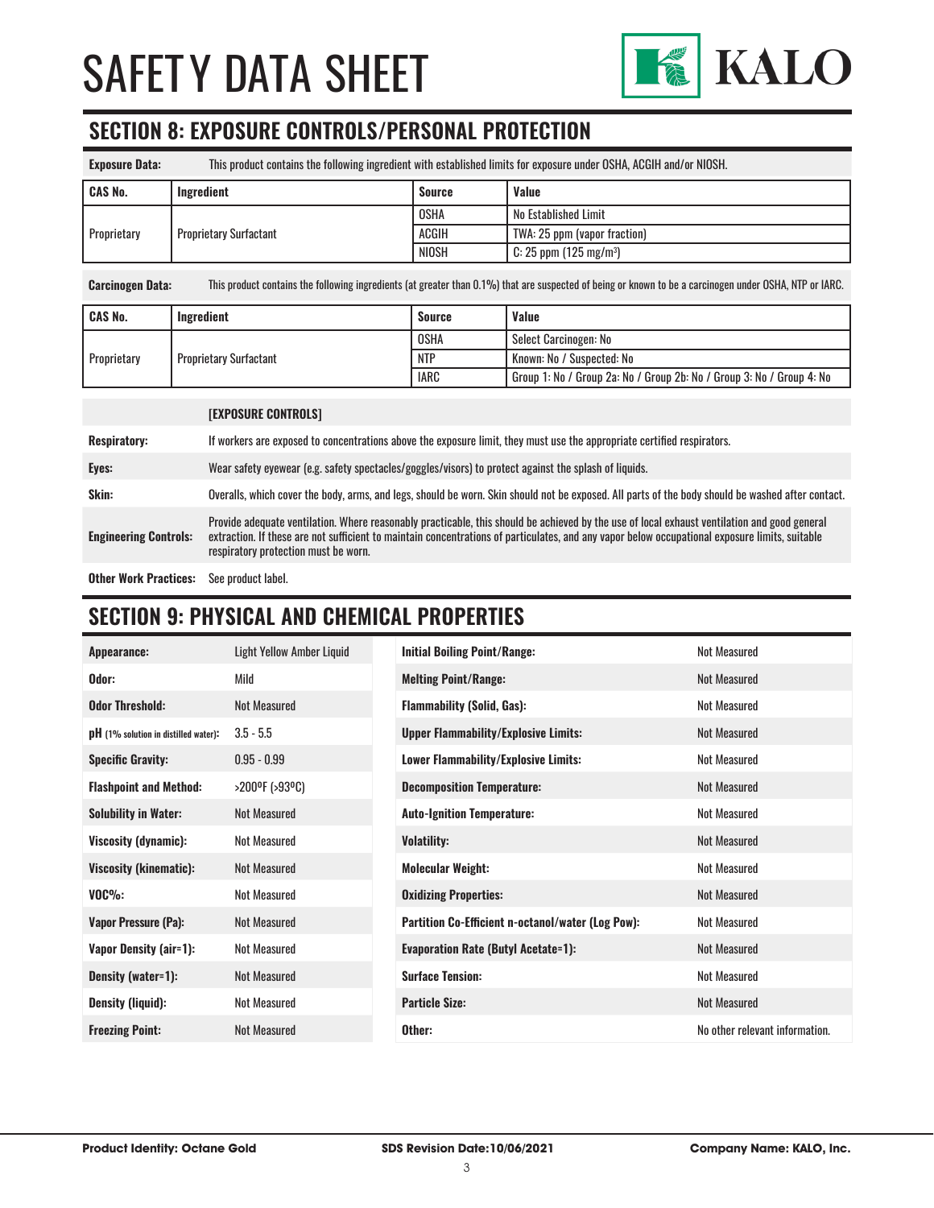# SAFETY DATA SHEET

## SECTION 8: EXPOSURE CONTROLS/PERSONAL PROTECTION

**Exposure Data:** This product contains the following ingredient with established limits for exposure under OSHA, ACGIH and/or NIOSH.

| CAS No. | Ingredient | Source | Value |
|---|---|---|---|
| Proprietary | Proprietary Surfactant | OSHA | No Established Limit |
| | | ACGIH | TWA: 25 ppm (vapor fraction) |
| | | NIOSH | C: 25 ppm (125 mg/m³) |

**Carcinogen Data:** This product contains the following ingredients (at greater than 0.1%) that are suspected of being or known to be a carcinogen under OSHA, NTP or IARC.

| CAS No. | Ingredient | Source | Value |
|---|---|---|---|
| Proprietary | Proprietary Surfactant | OSHA | Select Carcinogen: No |
| | | NTP | Known: No / Suspected: No |
| | | IARC | Group 1: No / Group 2a: No / Group 2b: No / Group 3: No / Group 4: No |

**[EXPOSURE CONTROLS]**

**Respiratory:** If workers are exposed to concentrations above the exposure limit, they must use the appropriate certified respirators.

**Eyes:** Wear safety eyewear (e.g. safety spectacles/goggles/visors) to protect against the splash of liquids.

**Skin:** Overalls, which cover the body, arms, and legs, should be worn. Skin should not be exposed. All parts of the body should be washed after contact.

**Engineering Controls:** Provide adequate ventilation. Where reasonably practicable, this should be achieved by the use of local exhaust ventilation and good general extraction. If these are not sufficient to maintain concentrations of particulates, and any vapor below occupational exposure limits, suitable respiratory protection must be worn.

**Other Work Practices:** See product label.

## SECTION 9: PHYSICAL AND CHEMICAL PROPERTIES

| Property | Value | Property | Value |
|---|---|---|---|
| **Appearance:** | Light Yellow Amber Liquid | **Initial Boiling Point/Range:** | Not Measured |
| **Odor:** | Mild | **Melting Point/Range:** | Not Measured |
| **Odor Threshold:** | Not Measured | **Flammability (Solid, Gas):** | Not Measured |
| **pH** (1% solution in distilled water)**:** | 3.5 - 5.5 | **Upper Flammability/Explosive Limits:** | Not Measured |
| **Specific Gravity:** | 0.95 - 0.99 | **Lower Flammability/Explosive Limits:** | Not Measured |
| **Flashpoint and Method:** | >200ºF (>93ºC) | **Decomposition Temperature:** | Not Measured |
| **Solubility in Water:** | Not Measured | **Auto-Ignition Temperature:** | Not Measured |
| **Viscosity (dynamic):** | Not Measured | **Volatility:** | Not Measured |
| **Viscosity (kinematic):** | Not Measured | **Molecular Weight:** | Not Measured |
| **VOC%:** | Not Measured | **Oxidizing Properties:** | Not Measured |
| **Vapor Pressure (Pa):** | Not Measured | **Partition Co-Efficient n-octanol/water (Log Pow):** | Not Measured |
| **Vapor Density (air=1):** | Not Measured | **Evaporation Rate (Butyl Acetate=1):** | Not Measured |
| **Density (water=1):** | Not Measured | **Surface Tension:** | Not Measured |
| **Density (liquid):** | Not Measured | **Particle Size:** | Not Measured |
| **Freezing Point:** | Not Measured | **Other:** | No other relevant information. |

**Product Identity: Octane Gold** | **SDS Revision Date:10/06/2021** | **Company Name: KALO, Inc.**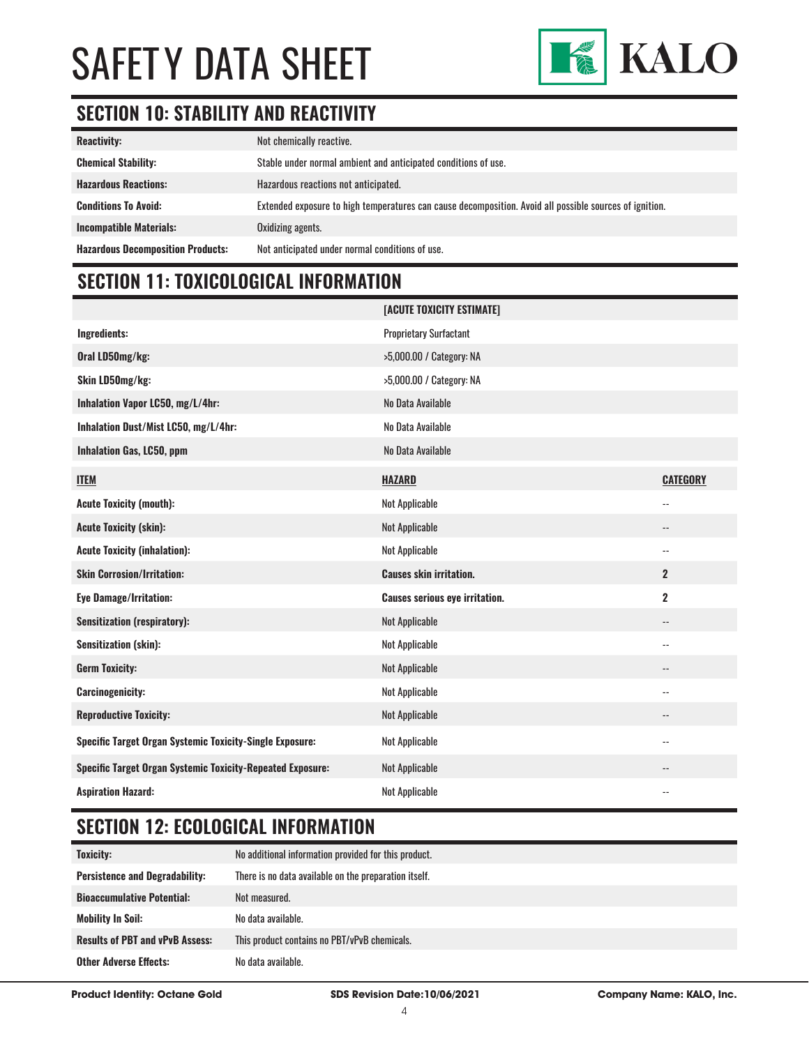# SAFETY DATA SHEET

## SECTION 10: STABILITY AND REACTIVITY

| | |
|---|---|
| **Reactivity:** | Not chemically reactive. |
| **Chemical Stability:** | Stable under normal ambient and anticipated conditions of use. |
| **Hazardous Reactions:** | Hazardous reactions not anticipated. |
| **Conditions To Avoid:** | Extended exposure to high temperatures can cause decomposition. Avoid all possible sources of ignition. |
| **Incompatible Materials:** | Oxidizing agents. |
| **Hazardous Decomposition Products:** | Not anticipated under normal conditions of use. |

## SECTION 11: TOXICOLOGICAL INFORMATION

| | [ACUTE TOXICITY ESTIMATE] |
|---|---|
| **Ingredients:** | Proprietary Surfactant |
| **Oral LD50mg/kg:** | >5,000.00 / Category: NA |
| **Skin LD50mg/kg:** | >5,000.00 / Category: NA |
| **Inhalation Vapor LC50, mg/L/4hr:** | No Data Available |
| **Inhalation Dust/Mist LC50, mg/L/4hr:** | No Data Available |
| **Inhalation Gas, LC50, ppm** | No Data Available |

| **ITEM** | **HAZARD** | **CATEGORY** |
|---|---|---|
| **Acute Toxicity (mouth):** | Not Applicable | -- |
| **Acute Toxicity (skin):** | Not Applicable | -- |
| **Acute Toxicity (inhalation):** | Not Applicable | -- |
| **Skin Corrosion/Irritation:** | **Causes skin irritation.** | **2** |
| **Eye Damage/Irritation:** | **Causes serious eye irritation.** | **2** |
| **Sensitization (respiratory):** | Not Applicable | -- |
| **Sensitization (skin):** | Not Applicable | -- |
| **Germ Toxicity:** | Not Applicable | -- |
| **Carcinogenicity:** | Not Applicable | -- |
| **Reproductive Toxicity:** | Not Applicable | -- |
| **Specific Target Organ Systemic Toxicity-Single Exposure:** | Not Applicable | -- |
| **Specific Target Organ Systemic Toxicity-Repeated Exposure:** | Not Applicable | -- |
| **Aspiration Hazard:** | Not Applicable | -- |

## SECTION 12: ECOLOGICAL INFORMATION

| | |
|---|---|
| **Toxicity:** | No additional information provided for this product. |
| **Persistence and Degradability:** | There is no data available on the preparation itself. |
| **Bioaccumulative Potential:** | Not measured. |
| **Mobility In Soil:** | No data available. |
| **Results of PBT and vPvB Assess:** | This product contains no PBT/vPvB chemicals. |
| **Other Adverse Effects:** | No data available. |

**Product Identity: Octane Gold** | **SDS Revision Date:10/06/2021** | **Company Name: KALO, Inc.**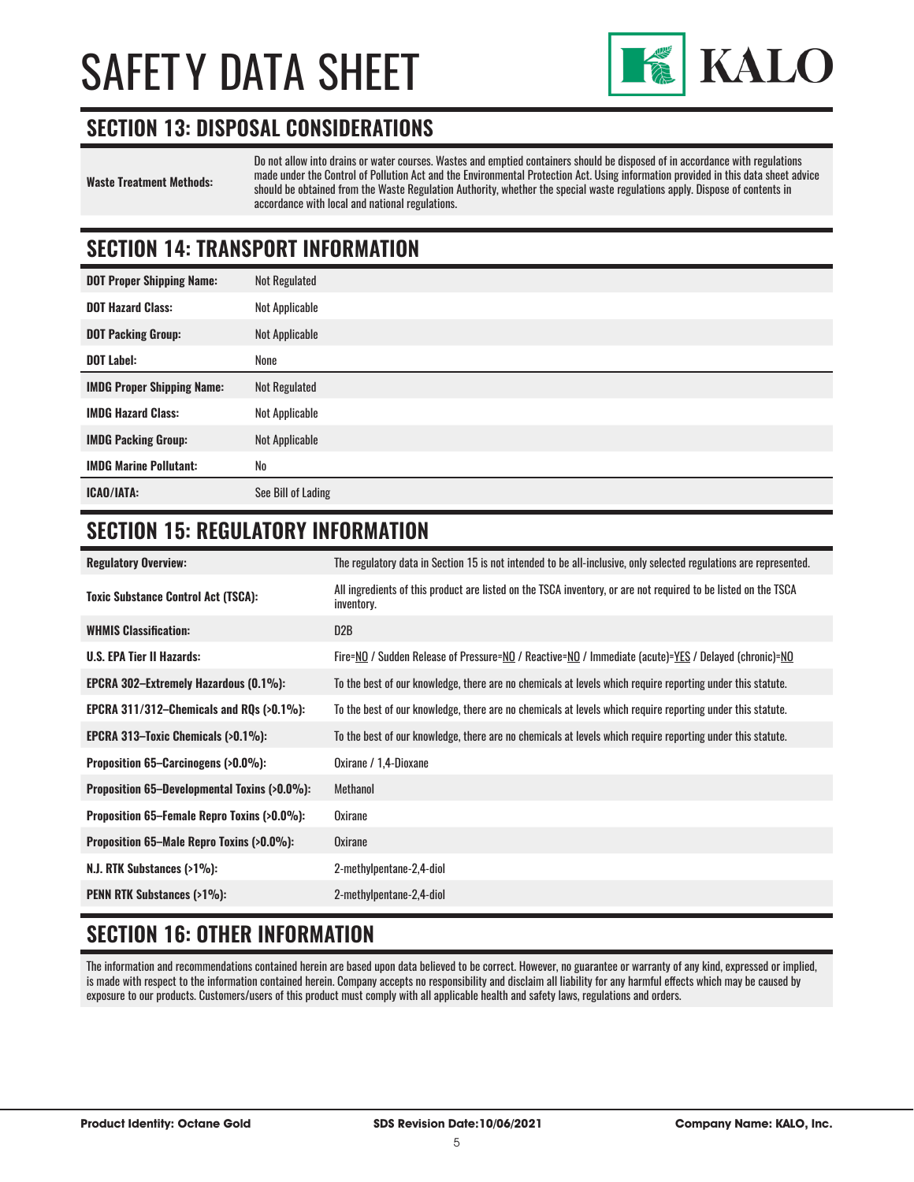# SAFETY DATA SHEET

## SECTION 13: DISPOSAL CONSIDERATIONS

| | |
|---|---|
| **Waste Treatment Methods:** | Do not allow into drains or water courses. Wastes and emptied containers should be disposed of in accordance with regulations made under the Control of Pollution Act and the Environmental Protection Act. Using information provided in this data sheet advice should be obtained from the Waste Regulation Authority, whether the special waste regulations apply. Dispose of contents in accordance with local and national regulations. |

## SECTION 14: TRANSPORT INFORMATION

| | |
|---|---|
| **DOT Proper Shipping Name:** | Not Regulated |
| **DOT Hazard Class:** | Not Applicable |
| **DOT Packing Group:** | Not Applicable |
| **DOT Label:** | None |
| **IMDG Proper Shipping Name:** | Not Regulated |
| **IMDG Hazard Class:** | Not Applicable |
| **IMDG Packing Group:** | Not Applicable |
| **IMDG Marine Pollutant:** | No |
| **ICAO/IATA:** | See Bill of Lading |

## SECTION 15: REGULATORY INFORMATION

| | |
|---|---|
| **Regulatory Overview:** | The regulatory data in Section 15 is not intended to be all-inclusive, only selected regulations are represented. |
| **Toxic Substance Control Act (TSCA):** | All ingredients of this product are listed on the TSCA inventory, or are not required to be listed on the TSCA inventory. |
| **WHMIS Classification:** | D2B |
| **U.S. EPA Tier II Hazards:** | Fire=NO / Sudden Release of Pressure=NO / Reactive=NO / Immediate (acute)=YES / Delayed (chronic)=NO |
| **EPCRA 302–Extremely Hazardous (0.1%):** | To the best of our knowledge, there are no chemicals at levels which require reporting under this statute. |
| **EPCRA 311/312–Chemicals and RQs (>0.1%):** | To the best of our knowledge, there are no chemicals at levels which require reporting under this statute. |
| **EPCRA 313–Toxic Chemicals (>0.1%):** | To the best of our knowledge, there are no chemicals at levels which require reporting under this statute. |
| **Proposition 65–Carcinogens (>0.0%):** | Oxirane / 1,4-Dioxane |
| **Proposition 65–Developmental Toxins (>0.0%):** | Methanol |
| **Proposition 65–Female Repro Toxins (>0.0%):** | Oxirane |
| **Proposition 65–Male Repro Toxins (>0.0%):** | Oxirane |
| **N.J. RTK Substances (>1%):** | 2-methylpentane-2,4-diol |
| **PENN RTK Substances (>1%):** | 2-methylpentane-2,4-diol |

## SECTION 16: OTHER INFORMATION

The information and recommendations contained herein are based upon data believed to be correct. However, no guarantee or warranty of any kind, expressed or implied, is made with respect to the information contained herein. Company accepts no responsibility and disclaim all liability for any harmful effects which may be caused by exposure to our products. Customers/users of this product must comply with all applicable health and safety laws, regulations and orders.

**Product Identity: Octane Gold** **SDS Revision Date:10/06/2021** **Company Name: KALO, Inc.**